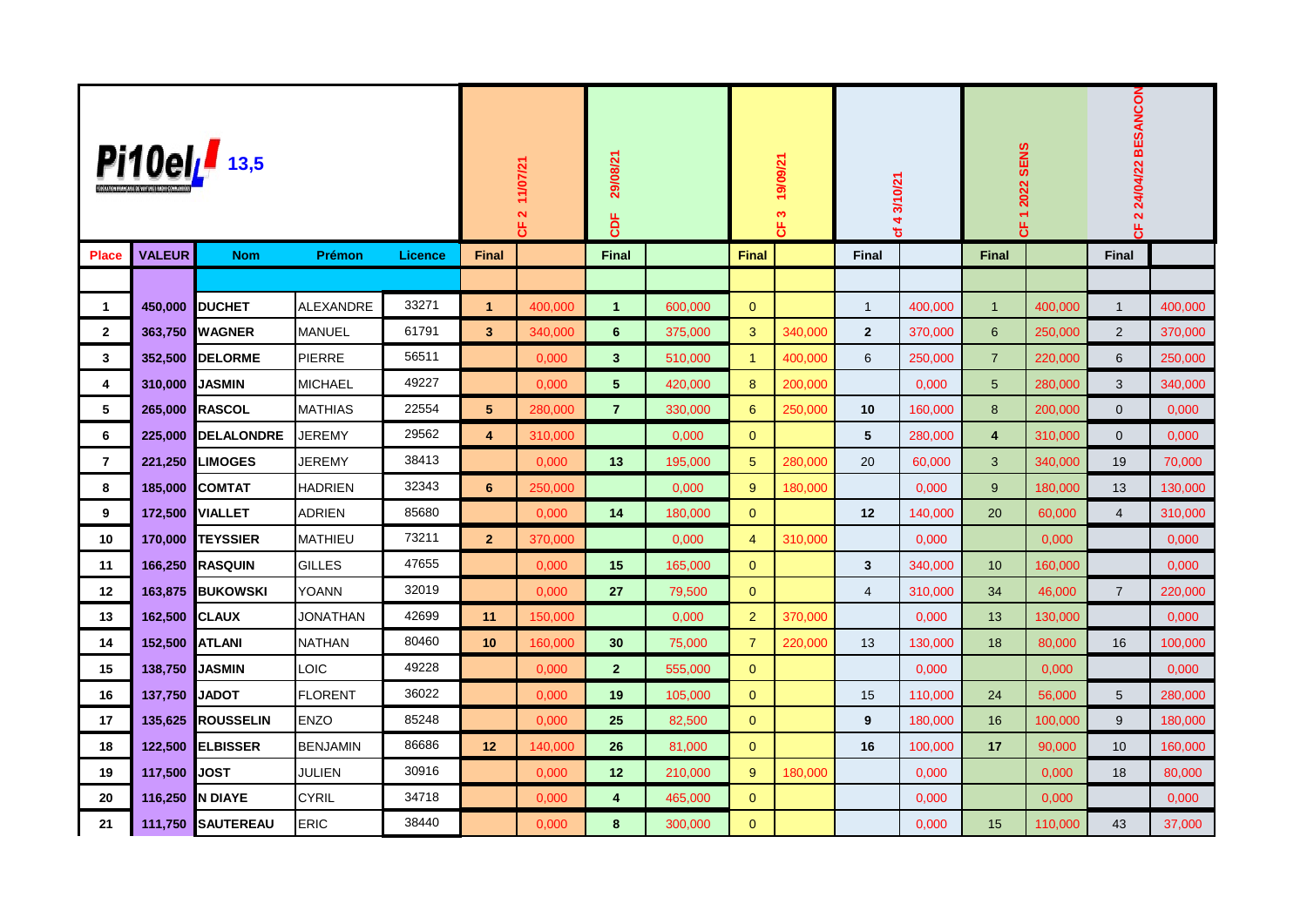| Pi10el 13,5 | | | | | CF 2 11/07/21 | | CDF 29/08/21 | | CF 3 19/09/21 | | cf 4 3/10/21 | | CF 1 2022 SENS | | CF 2 24/04/22 BESANCON | |
|---|---|---|---|---|---|---|---|---|---|---|---|---|---|---|---|---|
| Place | VALEUR | Nom | Prémon | Licence | Final | | Final | | Final | | Final | | Final | | Final | |
| | | | | | | | | | | | | | | | | |
| 1 | 450,000 | DUCHET | ALEXANDRE | 33271 | 1 | 400,000 | 1 | 600,000 | 0 | | 1 | 400,000 | 1 | 400,000 | 1 | 400,000 |
| 2 | 363,750 | WAGNER | MANUEL | 61791 | 3 | 340,000 | 6 | 375,000 | 3 | 340,000 | 2 | 370,000 | 6 | 250,000 | 2 | 370,000 |
| 3 | 352,500 | DELORME | PIERRE | 56511 | | 0,000 | 3 | 510,000 | 1 | 400,000 | 6 | 250,000 | 7 | 220,000 | 6 | 250,000 |
| 4 | 310,000 | JASMIN | MICHAEL | 49227 | | 0,000 | 5 | 420,000 | 8 | 200,000 | | 0,000 | 5 | 280,000 | 3 | 340,000 |
| 5 | 265,000 | RASCOL | MATHIAS | 22554 | 5 | 280,000 | 7 | 330,000 | 6 | 250,000 | 10 | 160,000 | 8 | 200,000 | 0 | 0,000 |
| 6 | 225,000 | DELALONDRE | JEREMY | 29562 | 4 | 310,000 | | 0,000 | 0 | | 5 | 280,000 | 4 | 310,000 | 0 | 0,000 |
| 7 | 221,250 | LIMOGES | JEREMY | 38413 | | 0,000 | 13 | 195,000 | 5 | 280,000 | 20 | 60,000 | 3 | 340,000 | 19 | 70,000 |
| 8 | 185,000 | COMTAT | HADRIEN | 32343 | 6 | 250,000 | | 0,000 | 9 | 180,000 | | 0,000 | 9 | 180,000 | 13 | 130,000 |
| 9 | 172,500 | VIALLET | ADRIEN | 85680 | | 0,000 | 14 | 180,000 | 0 | | 12 | 140,000 | 20 | 60,000 | 4 | 310,000 |
| 10 | 170,000 | TEYSSIER | MATHIEU | 73211 | 2 | 370,000 | | 0,000 | 4 | 310,000 | | 0,000 | | 0,000 | | 0,000 |
| 11 | 166,250 | RASQUIN | GILLES | 47655 | | 0,000 | 15 | 165,000 | 0 | | 3 | 340,000 | 10 | 160,000 | | 0,000 |
| 12 | 163,875 | BUKOWSKI | YOANN | 32019 | | 0,000 | 27 | 79,500 | 0 | | 4 | 310,000 | 34 | 46,000 | 7 | 220,000 |
| 13 | 162,500 | CLAUX | JONATHAN | 42699 | 11 | 150,000 | | 0,000 | 2 | 370,000 | | 0,000 | 13 | 130,000 | | 0,000 |
| 14 | 152,500 | ATLANI | NATHAN | 80460 | 10 | 160,000 | 30 | 75,000 | 7 | 220,000 | 13 | 130,000 | 18 | 80,000 | 16 | 100,000 |
| 15 | 138,750 | JASMIN | LOIC | 49228 | | 0,000 | 2 | 555,000 | 0 | | | 0,000 | | 0,000 | | 0,000 |
| 16 | 137,750 | JADOT | FLORENT | 36022 | | 0,000 | 19 | 105,000 | 0 | | 15 | 110,000 | 24 | 56,000 | 5 | 280,000 |
| 17 | 135,625 | ROUSSELIN | ENZO | 85248 | | 0,000 | 25 | 82,500 | 0 | | 9 | 180,000 | 16 | 100,000 | 9 | 180,000 |
| 18 | 122,500 | ELBISSER | BENJAMIN | 86686 | 12 | 140,000 | 26 | 81,000 | 0 | | 16 | 100,000 | 17 | 90,000 | 10 | 160,000 |
| 19 | 117,500 | JOST | JULIEN | 30916 | | 0,000 | 12 | 210,000 | 9 | 180,000 | | 0,000 | | 0,000 | 18 | 80,000 |
| 20 | 116,250 | N DIAYE | CYRIL | 34718 | | 0,000 | 4 | 465,000 | 0 | | | 0,000 | | 0,000 | | 0,000 |
| 21 | 111,750 | SAUTEREAU | ERIC | 38440 | | 0,000 | 8 | 300,000 | 0 | | | 0,000 | 15 | 110,000 | 43 | 37,000 |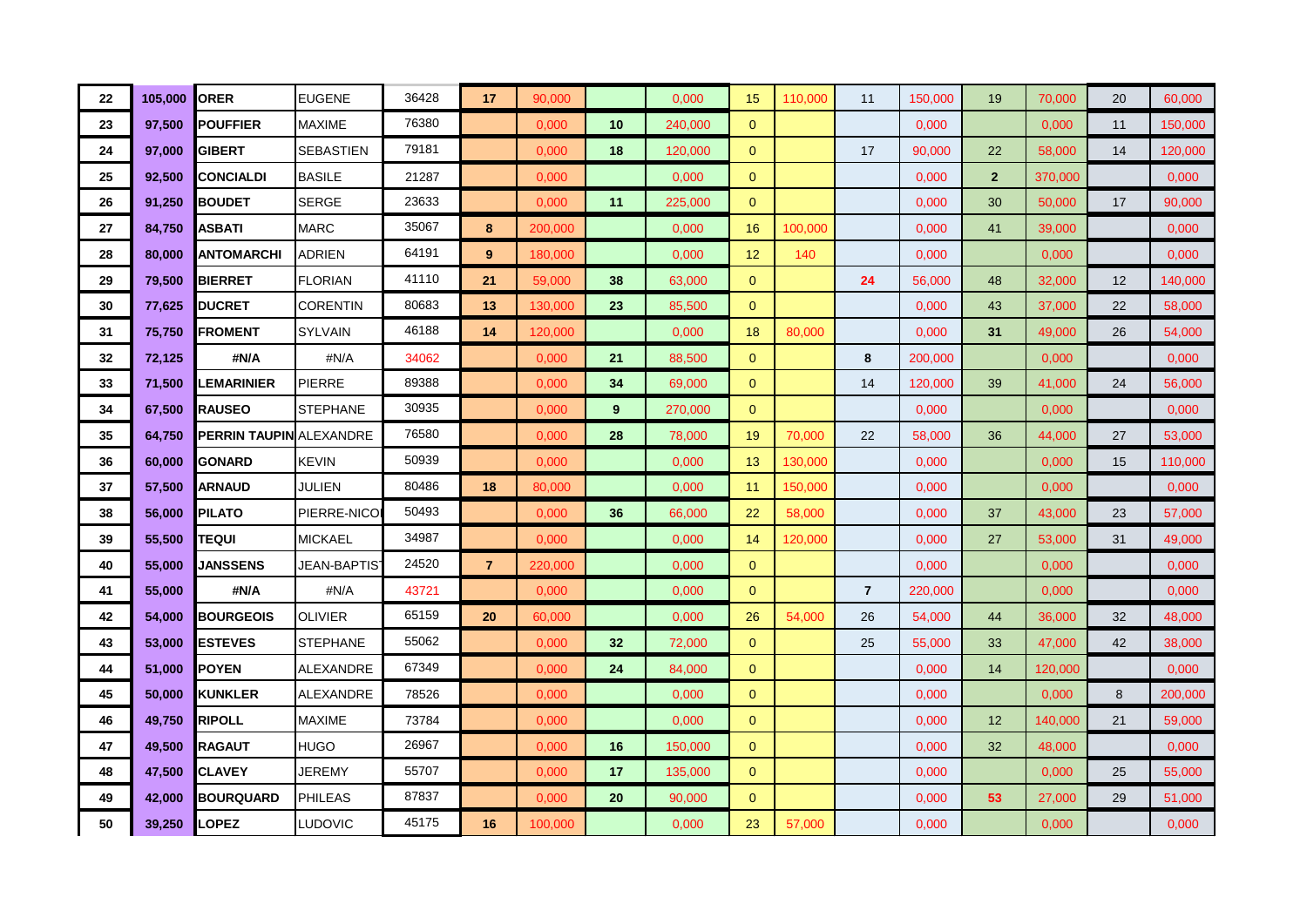| | | | | | | | | | | | | | | | |
|---|---|---|---|---|---|---|---|---|---|---|---|---|---|---|---|
| 22 | 105,000 | ORER | EUGENE | 36428 | 17 | 90,000 | | 0,000 | 15 | 110,000 | 11 | 150,000 | 19 | 70,000 | 20 | 60,000 |
| 23 | 97,500 | POUFFIER | MAXIME | 76380 | | 0,000 | 10 | 240,000 | 0 | | | 0,000 | | 0,000 | 11 | 150,000 |
| 24 | 97,000 | GIBERT | SEBASTIEN | 79181 | | 0,000 | 18 | 120,000 | 0 | | 17 | 90,000 | 22 | 58,000 | 14 | 120,000 |
| 25 | 92,500 | CONCIALDI | BASILE | 21287 | | 0,000 | | 0,000 | 0 | | | 0,000 | 2 | 370,000 | | 0,000 |
| 26 | 91,250 | BOUDET | SERGE | 23633 | | 0,000 | 11 | 225,000 | 0 | | | 0,000 | 30 | 50,000 | 17 | 90,000 |
| 27 | 84,750 | ASBATI | MARC | 35067 | 8 | 200,000 | | 0,000 | 16 | 100,000 | | 0,000 | 41 | 39,000 | | 0,000 |
| 28 | 80,000 | ANTOMARCHI | ADRIEN | 64191 | 9 | 180,000 | | 0,000 | 12 | 140 | | 0,000 | | 0,000 | | 0,000 |
| 29 | 79,500 | BIERRET | FLORIAN | 41110 | 21 | 59,000 | 38 | 63,000 | 0 | | 24 | 56,000 | 48 | 32,000 | 12 | 140,000 |
| 30 | 77,625 | DUCRET | CORENTIN | 80683 | 13 | 130,000 | 23 | 85,500 | 0 | | | 0,000 | 43 | 37,000 | 22 | 58,000 |
| 31 | 75,750 | FROMENT | SYLVAIN | 46188 | 14 | 120,000 | | 0,000 | 18 | 80,000 | | 0,000 | 31 | 49,000 | 26 | 54,000 |
| 32 | 72,125 | #N/A | #N/A | 34062 | | 0,000 | 21 | 88,500 | 0 | | 8 | 200,000 | | 0,000 | | 0,000 |
| 33 | 71,500 | LEMARINIER | PIERRE | 89388 | | 0,000 | 34 | 69,000 | 0 | | 14 | 120,000 | 39 | 41,000 | 24 | 56,000 |
| 34 | 67,500 | RAUSEO | STEPHANE | 30935 | | 0,000 | 9 | 270,000 | 0 | | | 0,000 | | 0,000 | | 0,000 |
| 35 | 64,750 | PERRIN TAUPIN | ALEXANDRE | 76580 | | 0,000 | 28 | 78,000 | 19 | 70,000 | 22 | 58,000 | 36 | 44,000 | 27 | 53,000 |
| 36 | 60,000 | GONARD | KEVIN | 50939 | | 0,000 | | 0,000 | 13 | 130,000 | | 0,000 | | 0,000 | 15 | 110,000 |
| 37 | 57,500 | ARNAUD | JULIEN | 80486 | 18 | 80,000 | | 0,000 | 11 | 150,000 | | 0,000 | | 0,000 | | 0,000 |
| 38 | 56,000 | PILATO | PIERRE-NICO | 50493 | | 0,000 | 36 | 66,000 | 22 | 58,000 | | 0,000 | 37 | 43,000 | 23 | 57,000 |
| 39 | 55,500 | TEQUI | MICKAEL | 34987 | | 0,000 | | 0,000 | 14 | 120,000 | | 0,000 | 27 | 53,000 | 31 | 49,000 |
| 40 | 55,000 | JANSSENS | JEAN-BAPTIS | 24520 | 7 | 220,000 | | 0,000 | 0 | | | 0,000 | | 0,000 | | 0,000 |
| 41 | 55,000 | #N/A | #N/A | 43721 | | 0,000 | | 0,000 | 0 | | 7 | 220,000 | | 0,000 | | 0,000 |
| 42 | 54,000 | BOURGEOIS | OLIVIER | 65159 | 20 | 60,000 | | 0,000 | 26 | 54,000 | 26 | 54,000 | 44 | 36,000 | 32 | 48,000 |
| 43 | 53,000 | ESTEVES | STEPHANE | 55062 | | 0,000 | 32 | 72,000 | 0 | | 25 | 55,000 | 33 | 47,000 | 42 | 38,000 |
| 44 | 51,000 | POYEN | ALEXANDRE | 67349 | | 0,000 | 24 | 84,000 | 0 | | | 0,000 | 14 | 120,000 | | 0,000 |
| 45 | 50,000 | KUNKLER | ALEXANDRE | 78526 | | 0,000 | | 0,000 | 0 | | | 0,000 | | 0,000 | 8 | 200,000 |
| 46 | 49,750 | RIPOLL | MAXIME | 73784 | | 0,000 | | 0,000 | 0 | | | 0,000 | 12 | 140,000 | 21 | 59,000 |
| 47 | 49,500 | RAGAUT | HUGO | 26967 | | 0,000 | 16 | 150,000 | 0 | | | 0,000 | 32 | 48,000 | | 0,000 |
| 48 | 47,500 | CLAVEY | JEREMY | 55707 | | 0,000 | 17 | 135,000 | 0 | | | 0,000 | | 0,000 | 25 | 55,000 |
| 49 | 42,000 | BOURQUARD | PHILEAS | 87837 | | 0,000 | 20 | 90,000 | 0 | | | 0,000 | 53 | 27,000 | 29 | 51,000 |
| 50 | 39,250 | LOPEZ | LUDOVIC | 45175 | 16 | 100,000 | | 0,000 | 23 | 57,000 | | 0,000 | | 0,000 | | 0,000 |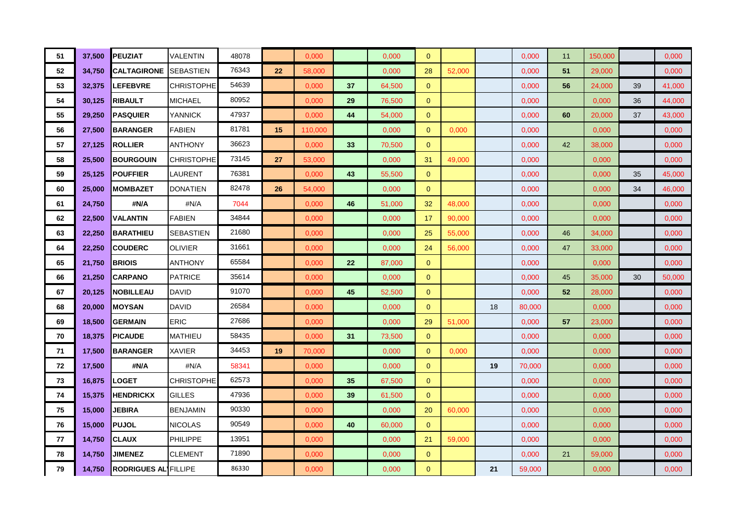|  |  |  |  |  |  |  |  |  |  |  |  |  |  |  |  |  |
|---|---|---|---|---|---|---|---|---|---|---|---|---|---|---|---|---|
| 51 | 37,500 | PEUZIAT | VALENTIN | 48078 |  | 0,000 |  | 0,000 | 0 |  |  | 0,000 | 11 | 150,000 |  | 0,000 |
| 52 | 34,750 | CALTAGIRONE | SEBASTIEN | 76343 | 22 | 58,000 |  | 0,000 | 28 | 52,000 |  | 0,000 | 51 | 29,000 |  | 0,000 |
| 53 | 32,375 | LEFEBVRE | CHRISTOPHE | 54639 |  | 0,000 | 37 | 64,500 | 0 |  |  | 0,000 | 56 | 24,000 | 39 | 41,000 |
| 54 | 30,125 | RIBAULT | MICHAEL | 80952 |  | 0,000 | 29 | 76,500 | 0 |  |  | 0,000 |  | 0,000 | 36 | 44,000 |
| 55 | 29,250 | PASQUIER | YANNICK | 47937 |  | 0,000 | 44 | 54,000 | 0 |  |  | 0,000 | 60 | 20,000 | 37 | 43,000 |
| 56 | 27,500 | BARANGER | FABIEN | 81781 | 15 | 110,000 |  | 0,000 | 0 | 0,000 |  | 0,000 |  | 0,000 |  | 0,000 |
| 57 | 27,125 | ROLLIER | ANTHONY | 36623 |  | 0,000 | 33 | 70,500 | 0 |  |  | 0,000 | 42 | 38,000 |  | 0,000 |
| 58 | 25,500 | BOURGOUIN | CHRISTOPHE | 73145 | 27 | 53,000 |  | 0,000 | 31 | 49,000 |  | 0,000 |  | 0,000 |  | 0,000 |
| 59 | 25,125 | POUFFIER | LAURENT | 76381 |  | 0,000 | 43 | 55,500 | 0 |  |  | 0,000 |  | 0,000 | 35 | 45,000 |
| 60 | 25,000 | MOMBAZET | DONATIEN | 82478 | 26 | 54,000 |  | 0,000 | 0 |  |  | 0,000 |  | 0,000 | 34 | 46,000 |
| 61 | 24,750 | #N/A | #N/A | 7044 |  | 0,000 | 46 | 51,000 | 32 | 48,000 |  | 0,000 |  | 0,000 |  | 0,000 |
| 62 | 22,500 | VALANTIN | FABIEN | 34844 |  | 0,000 |  | 0,000 | 17 | 90,000 |  | 0,000 |  | 0,000 |  | 0,000 |
| 63 | 22,250 | BARATHIEU | SEBASTIEN | 21680 |  | 0,000 |  | 0,000 | 25 | 55,000 |  | 0,000 | 46 | 34,000 |  | 0,000 |
| 64 | 22,250 | COUDERC | OLIVIER | 31661 |  | 0,000 |  | 0,000 | 24 | 56,000 |  | 0,000 | 47 | 33,000 |  | 0,000 |
| 65 | 21,750 | BRIOIS | ANTHONY | 65584 |  | 0,000 | 22 | 87,000 | 0 |  |  | 0,000 |  | 0,000 |  | 0,000 |
| 66 | 21,250 | CARPANO | PATRICE | 35614 |  | 0,000 |  | 0,000 | 0 |  |  | 0,000 | 45 | 35,000 | 30 | 50,000 |
| 67 | 20,125 | NOBILLEAU | DAVID | 91070 |  | 0,000 | 45 | 52,500 | 0 |  |  | 0,000 | 52 | 28,000 |  | 0,000 |
| 68 | 20,000 | MOYSAN | DAVID | 26584 |  | 0,000 |  | 0,000 | 0 |  | 18 | 80,000 |  | 0,000 |  | 0,000 |
| 69 | 18,500 | GERMAIN | ERIC | 27686 |  | 0,000 |  | 0,000 | 29 | 51,000 |  | 0,000 | 57 | 23,000 |  | 0,000 |
| 70 | 18,375 | PICAUDE | MATHIEU | 58435 |  | 0,000 | 31 | 73,500 | 0 |  |  | 0,000 |  | 0,000 |  | 0,000 |
| 71 | 17,500 | BARANGER | XAVIER | 34453 | 19 | 70,000 |  | 0,000 | 0 | 0,000 |  | 0,000 |  | 0,000 |  | 0,000 |
| 72 | 17,500 | #N/A | #N/A | 58341 |  | 0,000 |  | 0,000 | 0 |  | 19 | 70,000 |  | 0,000 |  | 0,000 |
| 73 | 16,875 | LOGET | CHRISTOPHE | 62573 |  | 0,000 | 35 | 67,500 | 0 |  |  | 0,000 |  | 0,000 |  | 0,000 |
| 74 | 15,375 | HENDRICKX | GILLES | 47936 |  | 0,000 | 39 | 61,500 | 0 |  |  | 0,000 |  | 0,000 |  | 0,000 |
| 75 | 15,000 | JEBIRA | BENJAMIN | 90330 |  | 0,000 |  | 0,000 | 20 | 60,000 |  | 0,000 |  | 0,000 |  | 0,000 |
| 76 | 15,000 | PUJOL | NICOLAS | 90549 |  | 0,000 | 40 | 60,000 | 0 |  |  | 0,000 |  | 0,000 |  | 0,000 |
| 77 | 14,750 | CLAUX | PHILIPPE | 13951 |  | 0,000 |  | 0,000 | 21 | 59,000 |  | 0,000 |  | 0,000 |  | 0,000 |
| 78 | 14,750 | JIMENEZ | CLEMENT | 71890 |  | 0,000 |  | 0,000 | 0 |  |  | 0,000 | 21 | 59,000 |  | 0,000 |
| 79 | 14,750 | RODRIGUES AL | FILLIPE | 86330 |  | 0,000 |  | 0,000 | 0 |  | 21 | 59,000 |  | 0,000 |  | 0,000 |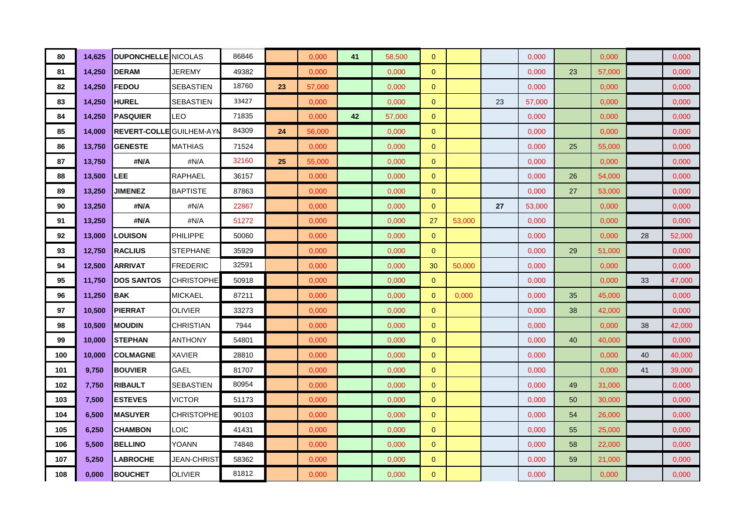| 80 | 14,625 | DUPONCHELLE | NICOLAS | 86846 | | 0,000 | 41 | 58,500 | 0 | | | 0,000 | | 0,000 | | 0,000 |
|---|---|---|---|---|---|---|---|---|---|---|---|---|---|---|---|---|
| 81 | 14,250 | DERAM | JEREMY | 49382 | | 0,000 | | 0,000 | 0 | | | 0,000 | 23 | 57,000 | | 0,000 |
| 82 | 14,250 | FEDOU | SEBASTIEN | 18760 | 23 | 57,000 | | 0,000 | 0 | | | 0,000 | | 0,000 | | 0,000 |
| 83 | 14,250 | HUREL | SEBASTIEN | 33427 | | 0,000 | | 0,000 | 0 | | 23 | 57,000 | | 0,000 | | 0,000 |
| 84 | 14,250 | PASQUIER | LEO | 71835 | | 0,000 | 42 | 57,000 | 0 | | | 0,000 | | 0,000 | | 0,000 |
| 85 | 14,000 | REVERT-COLLE | GUILHEM-AYM | 84309 | 24 | 56,000 | | 0,000 | 0 | | | 0,000 | | 0,000 | | 0,000 |
| 86 | 13,750 | GENESTE | MATHIAS | 71524 | | 0,000 | | 0,000 | 0 | | | 0,000 | 25 | 55,000 | | 0,000 |
| 87 | 13,750 | #N/A | #N/A | 32160 | 25 | 55,000 | | 0,000 | 0 | | | 0,000 | | 0,000 | | 0,000 |
| 88 | 13,500 | LEE | RAPHAEL | 36157 | | 0,000 | | 0,000 | 0 | | | 0,000 | 26 | 54,000 | | 0,000 |
| 89 | 13,250 | JIMENEZ | BAPTISTE | 87863 | | 0,000 | | 0,000 | 0 | | | 0,000 | 27 | 53,000 | | 0,000 |
| 90 | 13,250 | #N/A | #N/A | 22867 | | 0,000 | | 0,000 | 0 | | 27 | 53,000 | | 0,000 | | 0,000 |
| 91 | 13,250 | #N/A | #N/A | 51272 | | 0,000 | | 0,000 | 27 | 53,000 | | 0,000 | | 0,000 | | 0,000 |
| 92 | 13,000 | LOUISON | PHILIPPE | 50060 | | 0,000 | | 0,000 | 0 | | | 0,000 | | 0,000 | 28 | 52,000 |
| 93 | 12,750 | RACLIUS | STEPHANE | 35929 | | 0,000 | | 0,000 | 0 | | | 0,000 | 29 | 51,000 | | 0,000 |
| 94 | 12,500 | ARRIVAT | FREDERIC | 32591 | | 0,000 | | 0,000 | 30 | 50,000 | | 0,000 | | 0,000 | | 0,000 |
| 95 | 11,750 | DOS SANTOS | CHRISTOPHE | 50918 | | 0,000 | | 0,000 | 0 | | | 0,000 | | 0,000 | 33 | 47,000 |
| 96 | 11,250 | BAK | MICKAEL | 87211 | | 0,000 | | 0,000 | 0 | 0,000 | | 0,000 | 35 | 45,000 | | 0,000 |
| 97 | 10,500 | PIERRAT | OLIVIER | 33273 | | 0,000 | | 0,000 | 0 | | | 0,000 | 38 | 42,000 | | 0,000 |
| 98 | 10,500 | MOUDIN | CHRISTIAN | 7944 | | 0,000 | | 0,000 | 0 | | | 0,000 | | 0,000 | 38 | 42,000 |
| 99 | 10,000 | STEPHAN | ANTHONY | 54801 | | 0,000 | | 0,000 | 0 | | | 0,000 | 40 | 40,000 | | 0,000 |
| 100 | 10,000 | COLMAGNE | XAVIER | 28810 | | 0,000 | | 0,000 | 0 | | | 0,000 | | 0,000 | 40 | 40,000 |
| 101 | 9,750 | BOUVIER | GAEL | 81707 | | 0,000 | | 0,000 | 0 | | | 0,000 | | 0,000 | 41 | 39,000 |
| 102 | 7,750 | RIBAULT | SEBASTIEN | 80954 | | 0,000 | | 0,000 | 0 | | | 0,000 | 49 | 31,000 | | 0,000 |
| 103 | 7,500 | ESTEVES | VICTOR | 51173 | | 0,000 | | 0,000 | 0 | | | 0,000 | 50 | 30,000 | | 0,000 |
| 104 | 6,500 | MASUYER | CHRISTOPHE | 90103 | | 0,000 | | 0,000 | 0 | | | 0,000 | 54 | 26,000 | | 0,000 |
| 105 | 6,250 | CHAMBON | LOIC | 41431 | | 0,000 | | 0,000 | 0 | | | 0,000 | 55 | 25,000 | | 0,000 |
| 106 | 5,500 | BELLINO | YOANN | 74848 | | 0,000 | | 0,000 | 0 | | | 0,000 | 58 | 22,000 | | 0,000 |
| 107 | 5,250 | LABROCHE | JEAN-CHRIST | 58362 | | 0,000 | | 0,000 | 0 | | | 0,000 | 59 | 21,000 | | 0,000 |
| 108 | 0,000 | BOUCHET | OLIVIER | 81812 | | 0,000 | | 0,000 | 0 | | | 0,000 | | 0,000 | | 0,000 |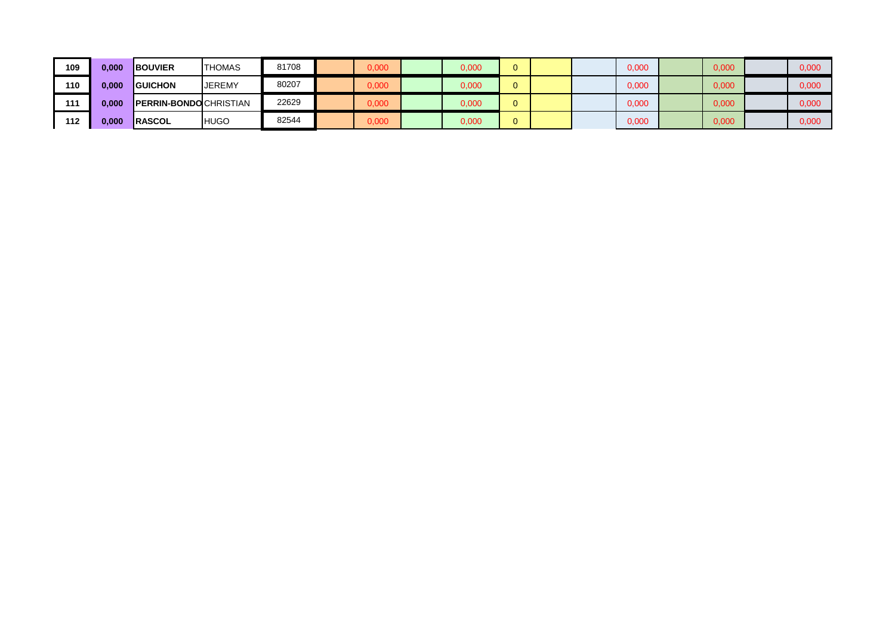| | | | | | | | | | | | | | | | | |
|---|---|---|---|---|---|---|---|---|---|---|---|---|---|---|---|---|
| 109 | 0,000 | BOUVIER | THOMAS | 81708 | | 0,000 | | 0,000 | 0 | | | 0,000 | | 0,000 | | 0,000 |
| 110 | 0,000 | GUICHON | JEREMY | 80207 | | 0,000 | | 0,000 | 0 | | | 0,000 | | 0,000 | | 0,000 |
| 111 | 0,000 | PERRIN-BONDO | CHRISTIAN | 22629 | | 0,000 | | 0,000 | 0 | | | 0,000 | | 0,000 | | 0,000 |
| 112 | 0,000 | RASCOL | HUGO | 82544 | | 0,000 | | 0,000 | 0 | | | 0,000 | | 0,000 | | 0,000 |